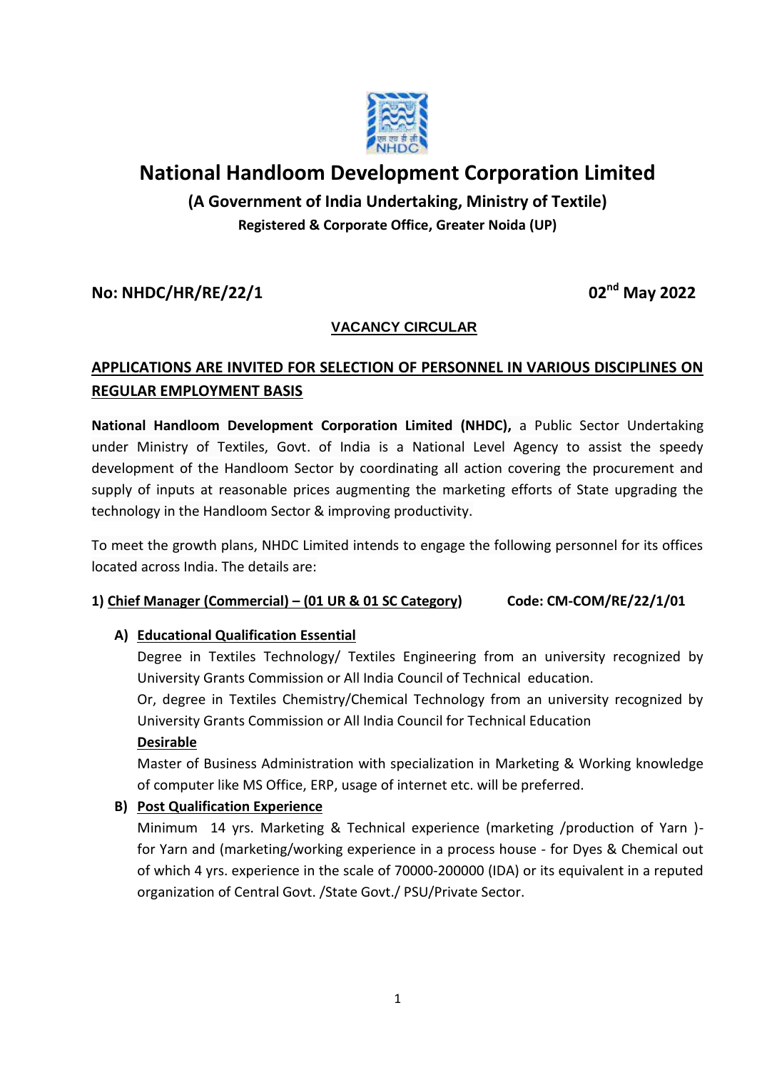# National Handloom Development Corporation Limited

**(A Government of India Undertaking, Ministry of Textile)**

**Registered & Corporate Office, Greater Noida (UP)**

**No: NHDC/HR/RE/22/1** **02nd May 2022**

**VACANCY CIRCULAR**

## APPLICATIONS ARE INVITED FOR SELECTION OF PERSONNEL IN VARIOUS DISCIPLINES ON REGULAR EMPLOYMENT BASIS

**National Handloom Development Corporation Limited (NHDC),** a Public Sector Undertaking under Ministry of Textiles, Govt. of India is a National Level Agency to assist the speedy development of the Handloom Sector by coordinating all action covering the procurement and supply of inputs at reasonable prices augmenting the marketing efforts of State upgrading the technology in the Handloom Sector & improving productivity.

To meet the growth plans, NHDC Limited intends to engage the following personnel for its offices located across India. The details are:

**1) Chief Manager (Commercial) – (01 UR & 01 SC Category)** **Code: CM-COM/RE/22/1/01**

**A) Educational Qualification Essential**

Degree in Textiles Technology/ Textiles Engineering from an university recognized by University Grants Commission or All India Council of Technical education.

Or, degree in Textiles Chemistry/Chemical Technology from an university recognized by University Grants Commission or All India Council for Technical Education

**Desirable**

Master of Business Administration with specialization in Marketing & Working knowledge of computer like MS Office, ERP, usage of internet etc. will be preferred.

**B) Post Qualification Experience**

Minimum 14 yrs. Marketing & Technical experience (marketing /production of Yarn )- for Yarn and (marketing/working experience in a process house - for Dyes & Chemical out of which 4 yrs. experience in the scale of 70000-200000 (IDA) or its equivalent in a reputed organization of Central Govt. /State Govt./ PSU/Private Sector.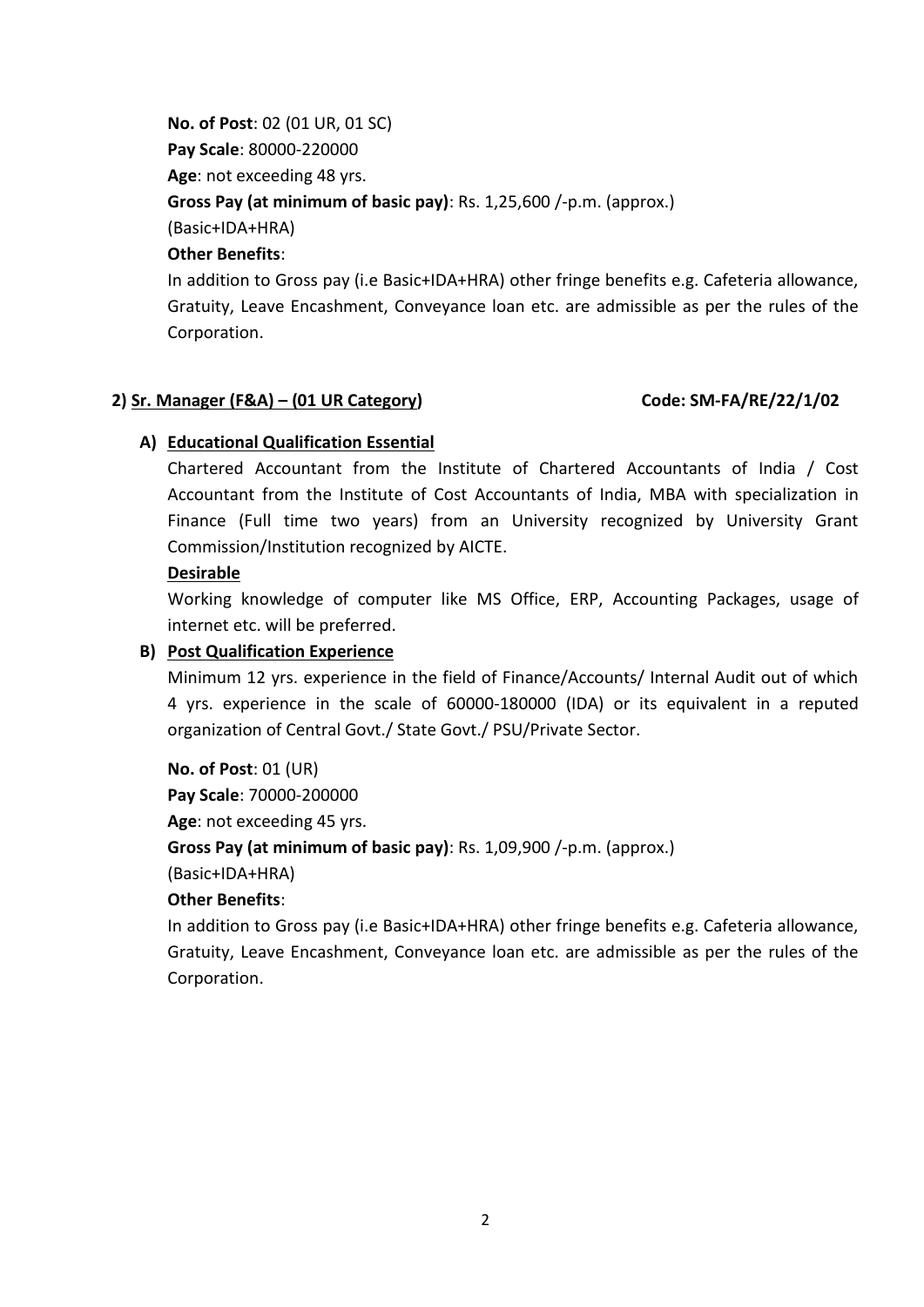**No. of Post**: 02 (01 UR, 01 SC)

**Pay Scale**: 80000-220000

**Age**: not exceeding 48 yrs.

**Gross Pay (at minimum of basic pay)**: Rs. 1,25,600 /-p.m. (approx.)
(Basic+IDA+HRA)

**Other Benefits**:

In addition to Gross pay (i.e Basic+IDA+HRA) other fringe benefits e.g. Cafeteria allowance, Gratuity, Leave Encashment, Conveyance loan etc. are admissible as per the rules of the Corporation.

**2) <u>Sr. Manager (F&A) – (01 UR Category)</u>** **Code: SM-FA/RE/22/1/02**

**A) <u>Educational Qualification Essential</u>**

Chartered Accountant from the Institute of Chartered Accountants of India / Cost Accountant from the Institute of Cost Accountants of India, MBA with specialization in Finance (Full time two years) from an University recognized by University Grant Commission/Institution recognized by AICTE.

**<u>Desirable</u>**

Working knowledge of computer like MS Office, ERP, Accounting Packages, usage of internet etc. will be preferred.

**B) <u>Post Qualification Experience</u>**

Minimum 12 yrs. experience in the field of Finance/Accounts/ Internal Audit out of which 4 yrs. experience in the scale of 60000-180000 (IDA) or its equivalent in a reputed organization of Central Govt./ State Govt./ PSU/Private Sector.

**No. of Post**: 01 (UR)

**Pay Scale**: 70000-200000

**Age**: not exceeding 45 yrs.

**Gross Pay (at minimum of basic pay)**: Rs. 1,09,900 /-p.m. (approx.)
(Basic+IDA+HRA)

**Other Benefits**:

In addition to Gross pay (i.e Basic+IDA+HRA) other fringe benefits e.g. Cafeteria allowance, Gratuity, Leave Encashment, Conveyance loan etc. are admissible as per the rules of the Corporation.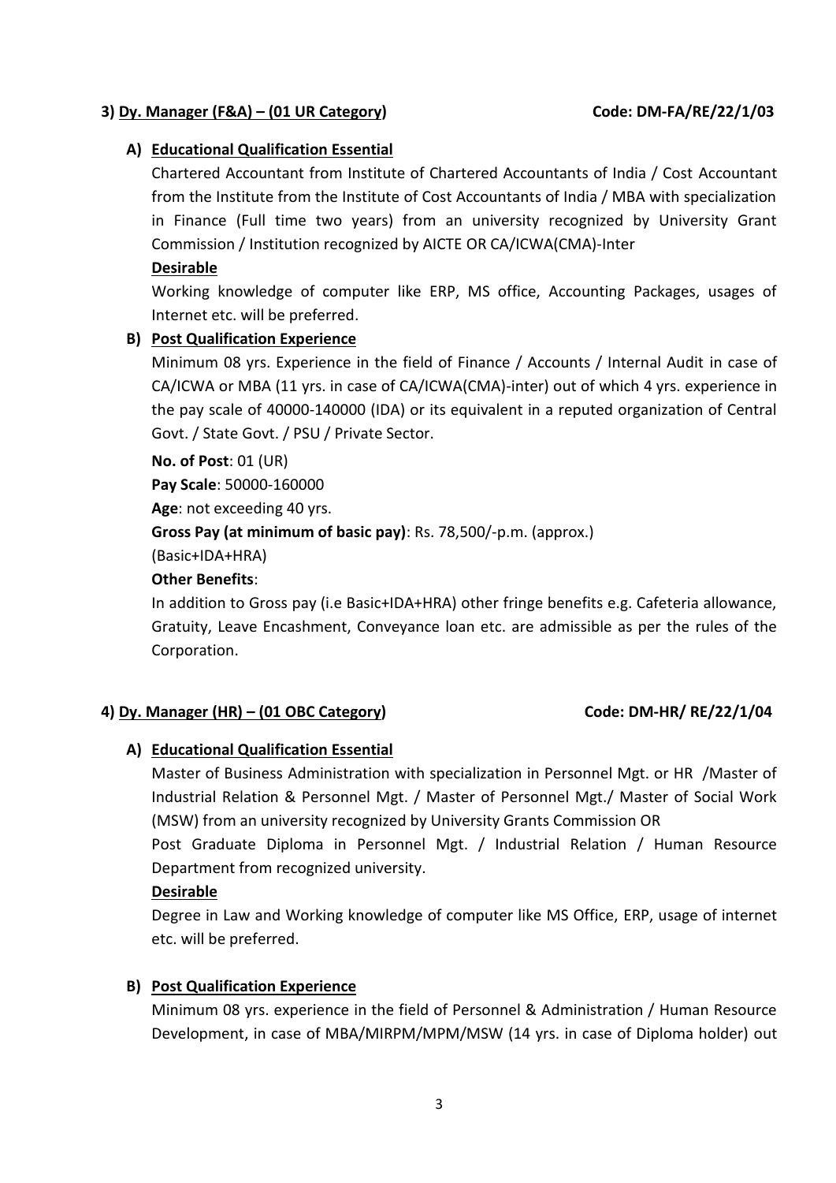### 3) Dy. Manager (F&A) – (01 UR Category) Code: DM-FA/RE/22/1/03

**A) Educational Qualification Essential**

Chartered Accountant from Institute of Chartered Accountants of India / Cost Accountant from the Institute from the Institute of Cost Accountants of India / MBA with specialization in Finance (Full time two years) from an university recognized by University Grant Commission / Institution recognized by AICTE OR CA/ICWA(CMA)-Inter

**Desirable**

Working knowledge of computer like ERP, MS office, Accounting Packages, usages of Internet etc. will be preferred.

**B) Post Qualification Experience**

Minimum 08 yrs. Experience in the field of Finance / Accounts / Internal Audit in case of CA/ICWA or MBA (11 yrs. in case of CA/ICWA(CMA)-inter) out of which 4 yrs. experience in the pay scale of 40000-140000 (IDA) or its equivalent in a reputed organization of Central Govt. / State Govt. / PSU / Private Sector.

**No. of Post**: 01 (UR)

**Pay Scale**: 50000-160000

**Age**: not exceeding 40 yrs.

**Gross Pay (at minimum of basic pay)**: Rs. 78,500/-p.m. (approx.)

(Basic+IDA+HRA)

**Other Benefits**:

In addition to Gross pay (i.e Basic+IDA+HRA) other fringe benefits e.g. Cafeteria allowance, Gratuity, Leave Encashment, Conveyance loan etc. are admissible as per the rules of the Corporation.

### 4) Dy. Manager (HR) – (01 OBC Category) Code: DM-HR/ RE/22/1/04

**A) Educational Qualification Essential**

Master of Business Administration with specialization in Personnel Mgt. or HR /Master of Industrial Relation & Personnel Mgt. / Master of Personnel Mgt./ Master of Social Work (MSW) from an university recognized by University Grants Commission OR

Post Graduate Diploma in Personnel Mgt. / Industrial Relation / Human Resource Department from recognized university.

**Desirable**

Degree in Law and Working knowledge of computer like MS Office, ERP, usage of internet etc. will be preferred.

**B) Post Qualification Experience**

Minimum 08 yrs. experience in the field of Personnel & Administration / Human Resource Development, in case of MBA/MIRPM/MPM/MSW (14 yrs. in case of Diploma holder) out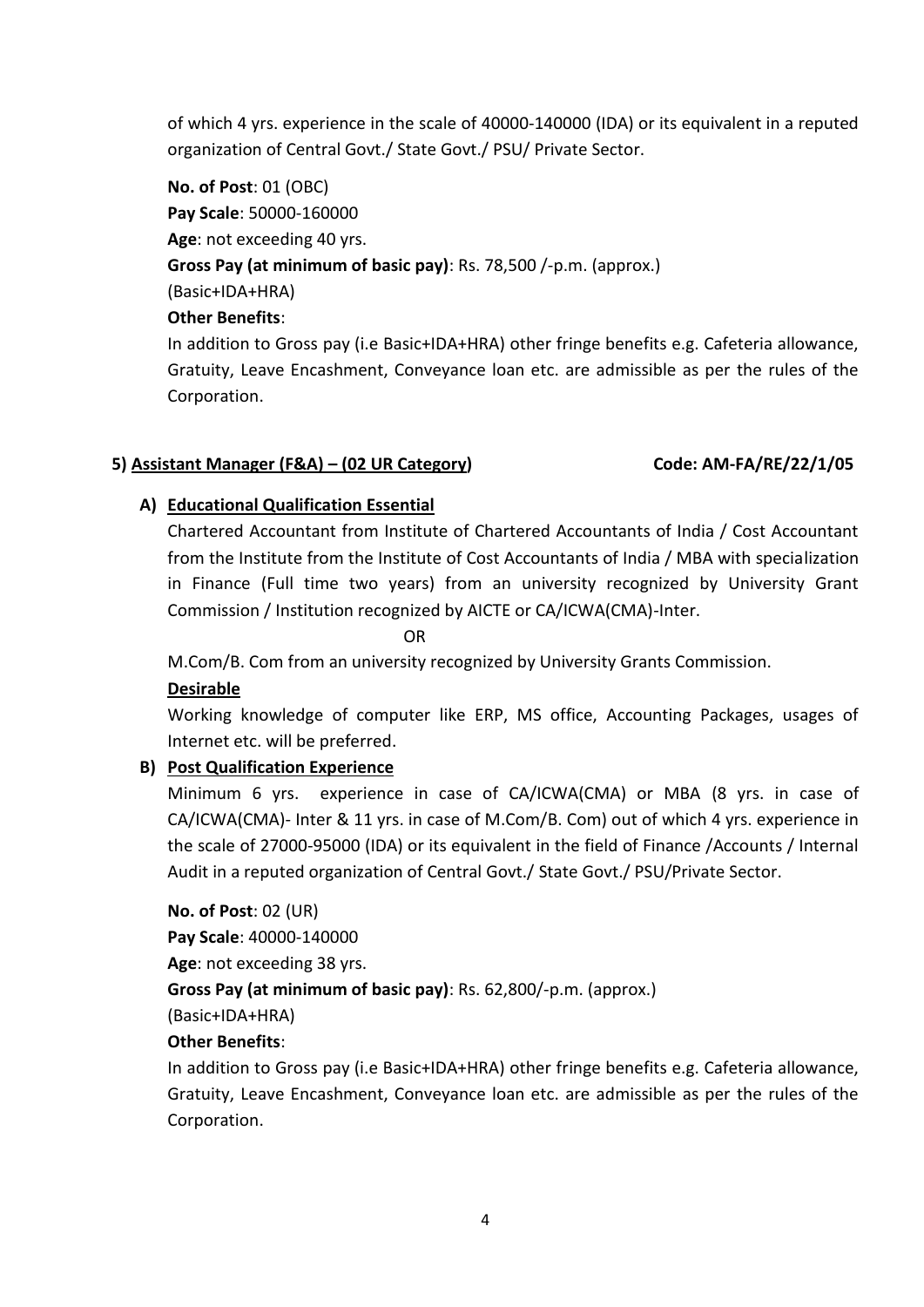of which 4 yrs. experience in the scale of 40000-140000 (IDA) or its equivalent in a reputed organization of Central Govt./ State Govt./ PSU/ Private Sector.

**No. of Post**: 01 (OBC)
**Pay Scale**: 50000-160000
**Age**: not exceeding 40 yrs.
**Gross Pay (at minimum of basic pay)**: Rs. 78,500 /-p.m. (approx.)
(Basic+IDA+HRA)
**Other Benefits**:
In addition to Gross pay (i.e Basic+IDA+HRA) other fringe benefits e.g. Cafeteria allowance, Gratuity, Leave Encashment, Conveyance loan etc. are admissible as per the rules of the Corporation.

### 5) <u>Assistant Manager (F&A) – (02 UR Category)</u> Code: AM-FA/RE/22/1/05

**A) <u>Educational Qualification Essential</u>**

Chartered Accountant from Institute of Chartered Accountants of India / Cost Accountant from the Institute from the Institute of Cost Accountants of India / MBA with specialization in Finance (Full time two years) from an university recognized by University Grant Commission / Institution recognized by AICTE or CA/ICWA(CMA)-Inter.

OR

M.Com/B. Com from an university recognized by University Grants Commission.

**<u>Desirable</u>**

Working knowledge of computer like ERP, MS office, Accounting Packages, usages of Internet etc. will be preferred.

**B) <u>Post Qualification Experience</u>**

Minimum 6 yrs. experience in case of CA/ICWA(CMA) or MBA (8 yrs. in case of CA/ICWA(CMA)- Inter & 11 yrs. in case of M.Com/B. Com) out of which 4 yrs. experience in the scale of 27000-95000 (IDA) or its equivalent in the field of Finance /Accounts / Internal Audit in a reputed organization of Central Govt./ State Govt./ PSU/Private Sector.

**No. of Post**: 02 (UR)
**Pay Scale**: 40000-140000
**Age**: not exceeding 38 yrs.
**Gross Pay (at minimum of basic pay)**: Rs. 62,800/-p.m. (approx.)
(Basic+IDA+HRA)
**Other Benefits**:
In addition to Gross pay (i.e Basic+IDA+HRA) other fringe benefits e.g. Cafeteria allowance, Gratuity, Leave Encashment, Conveyance loan etc. are admissible as per the rules of the Corporation.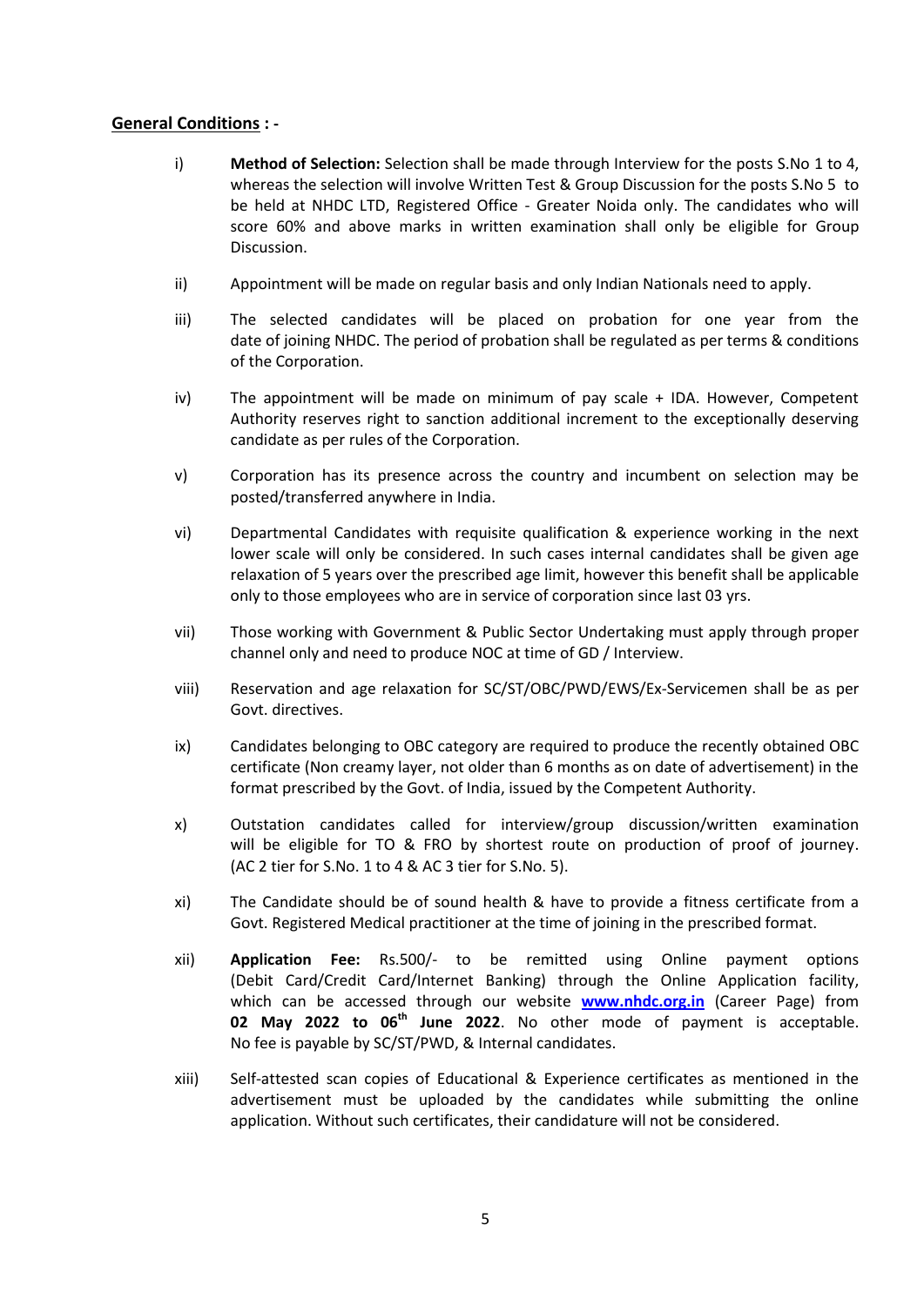**General Conditions : -**

i) **Method of Selection:** Selection shall be made through Interview for the posts S.No 1 to 4, whereas the selection will involve Written Test & Group Discussion for the posts S.No 5 to be held at NHDC LTD, Registered Office - Greater Noida only. The candidates who will score 60% and above marks in written examination shall only be eligible for Group Discussion.

ii) Appointment will be made on regular basis and only Indian Nationals need to apply.

iii) The selected candidates will be placed on probation for one year from the date of joining NHDC. The period of probation shall be regulated as per terms & conditions of the Corporation.

iv) The appointment will be made on minimum of pay scale + IDA. However, Competent Authority reserves right to sanction additional increment to the exceptionally deserving candidate as per rules of the Corporation.

v) Corporation has its presence across the country and incumbent on selection may be posted/transferred anywhere in India.

vi) Departmental Candidates with requisite qualification & experience working in the next lower scale will only be considered. In such cases internal candidates shall be given age relaxation of 5 years over the prescribed age limit, however this benefit shall be applicable only to those employees who are in service of corporation since last 03 yrs.

vii) Those working with Government & Public Sector Undertaking must apply through proper channel only and need to produce NOC at time of GD / Interview.

viii) Reservation and age relaxation for SC/ST/OBC/PWD/EWS/Ex-Servicemen shall be as per Govt. directives.

ix) Candidates belonging to OBC category are required to produce the recently obtained OBC certificate (Non creamy layer, not older than 6 months as on date of advertisement) in the format prescribed by the Govt. of India, issued by the Competent Authority.

x) Outstation candidates called for interview/group discussion/written examination will be eligible for TO & FRO by shortest route on production of proof of journey. (AC 2 tier for S.No. 1 to 4 & AC 3 tier for S.No. 5).

xi) The Candidate should be of sound health & have to provide a fitness certificate from a Govt. Registered Medical practitioner at the time of joining in the prescribed format.

xii) **Application Fee:** Rs.500/- to be remitted using Online payment options (Debit Card/Credit Card/Internet Banking) through the Online Application facility, which can be accessed through our website **www.nhdc.org.in** (Career Page) from **02 May 2022 to 06th June 2022**. No other mode of payment is acceptable. No fee is payable by SC/ST/PWD, & Internal candidates.

xiii) Self-attested scan copies of Educational & Experience certificates as mentioned in the advertisement must be uploaded by the candidates while submitting the online application. Without such certificates, their candidature will not be considered.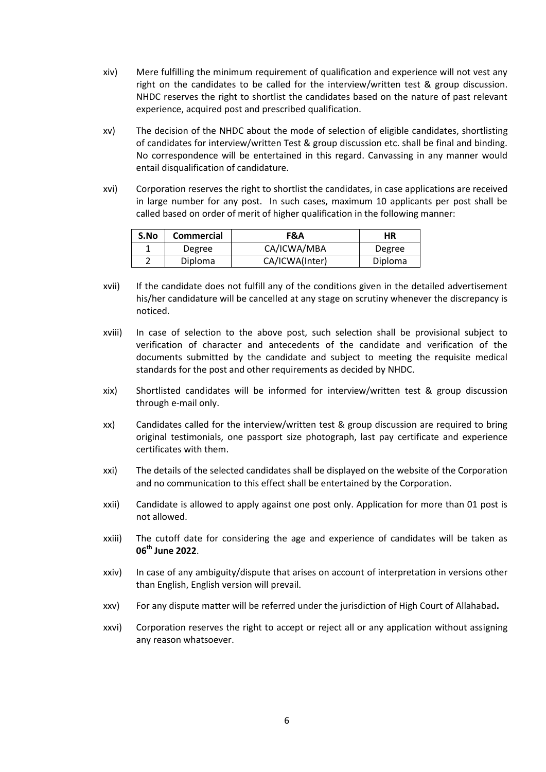xiv) Mere fulfilling the minimum requirement of qualification and experience will not vest any right on the candidates to be called for the interview/written test & group discussion. NHDC reserves the right to shortlist the candidates based on the nature of past relevant experience, acquired post and prescribed qualification.

xv) The decision of the NHDC about the mode of selection of eligible candidates, shortlisting of candidates for interview/written Test & group discussion etc. shall be final and binding. No correspondence will be entertained in this regard. Canvassing in any manner would entail disqualification of candidature.

xvi) Corporation reserves the right to shortlist the candidates, in case applications are received in large number for any post. In such cases, maximum 10 applicants per post shall be called based on order of merit of higher qualification in the following manner:

| S.No | Commercial | F&A | HR |
|---|---|---|---|
| 1 | Degree | CA/ICWA/MBA | Degree |
| 2 | Diploma | CA/ICWA(Inter) | Diploma |

xvii) If the candidate does not fulfill any of the conditions given in the detailed advertisement his/her candidature will be cancelled at any stage on scrutiny whenever the discrepancy is noticed.

xviii) In case of selection to the above post, such selection shall be provisional subject to verification of character and antecedents of the candidate and verification of the documents submitted by the candidate and subject to meeting the requisite medical standards for the post and other requirements as decided by NHDC.

xix) Shortlisted candidates will be informed for interview/written test & group discussion through e-mail only.

xx) Candidates called for the interview/written test & group discussion are required to bring original testimonials, one passport size photograph, last pay certificate and experience certificates with them.

xxi) The details of the selected candidates shall be displayed on the website of the Corporation and no communication to this effect shall be entertained by the Corporation.

xxii) Candidate is allowed to apply against one post only. Application for more than 01 post is not allowed.

xxiii) The cutoff date for considering the age and experience of candidates will be taken as **06th June 2022**.

xxiv) In case of any ambiguity/dispute that arises on account of interpretation in versions other than English, English version will prevail.

xxv) For any dispute matter will be referred under the jurisdiction of High Court of Allahabad**.**

xxvi) Corporation reserves the right to accept or reject all or any application without assigning any reason whatsoever.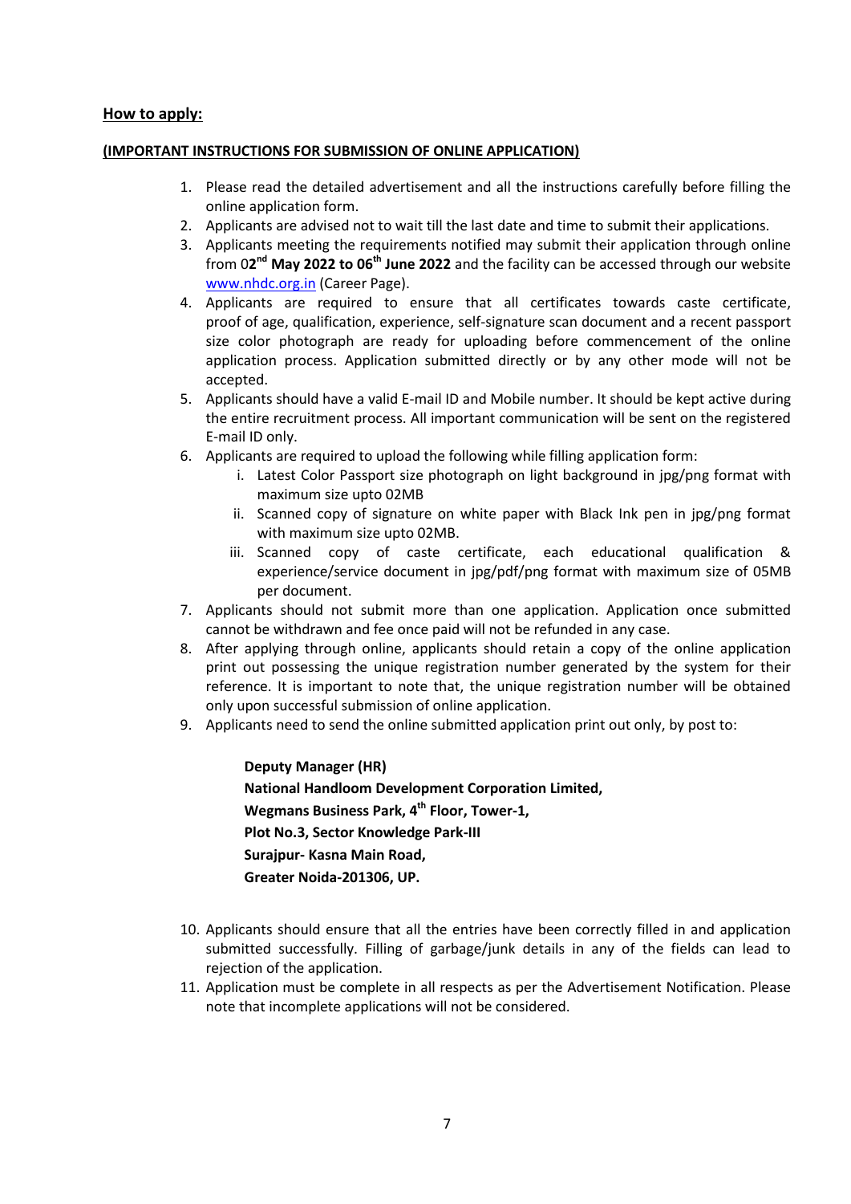## How to apply:

**(IMPORTANT INSTRUCTIONS FOR SUBMISSION OF ONLINE APPLICATION)**

1. Please read the detailed advertisement and all the instructions carefully before filling the online application form.
2. Applicants are advised not to wait till the last date and time to submit their applications.
3. Applicants meeting the requirements notified may submit their application through online from 0**2nd May 2022 to 06th June 2022** and the facility can be accessed through our website [www.nhdc.org.in](http://www.nhdc.org.in) (Career Page).
4. Applicants are required to ensure that all certificates towards caste certificate, proof of age, qualification, experience, self-signature scan document and a recent passport size color photograph are ready for uploading before commencement of the online application process. Application submitted directly or by any other mode will not be accepted.
5. Applicants should have a valid E-mail ID and Mobile number. It should be kept active during the entire recruitment process. All important communication will be sent on the registered E-mail ID only.
6. Applicants are required to upload the following while filling application form:
   i. Latest Color Passport size photograph on light background in jpg/png format with maximum size upto 02MB
   ii. Scanned copy of signature on white paper with Black Ink pen in jpg/png format with maximum size upto 02MB.
   iii. Scanned copy of caste certificate, each educational qualification & experience/service document in jpg/pdf/png format with maximum size of 05MB per document.
7. Applicants should not submit more than one application. Application once submitted cannot be withdrawn and fee once paid will not be refunded in any case.
8. After applying through online, applicants should retain a copy of the online application print out possessing the unique registration number generated by the system for their reference. It is important to note that, the unique registration number will be obtained only upon successful submission of online application.
9. Applicants need to send the online submitted application print out only, by post to:

   **Deputy Manager (HR)**
   **National Handloom Development Corporation Limited,**
   **Wegmans Business Park, 4th Floor, Tower-1,**
   **Plot No.3, Sector Knowledge Park-III**
   **Surajpur- Kasna Main Road,**
   **Greater Noida-201306, UP.**

10. Applicants should ensure that all the entries have been correctly filled in and application submitted successfully. Filling of garbage/junk details in any of the fields can lead to rejection of the application.
11. Application must be complete in all respects as per the Advertisement Notification. Please note that incomplete applications will not be considered.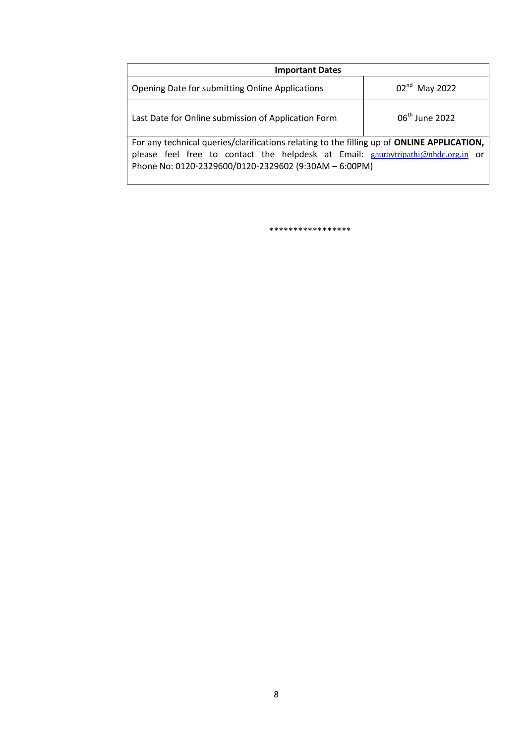| Important Dates | |
|---|---|
| Opening Date for submitting Online Applications | 02nd May 2022 |
| Last Date for Online submission of Application Form | 06th June 2022 |
| For any technical queries/clarifications relating to the filling up of **ONLINE APPLICATION,** please feel free to contact the helpdesk at Email: gauravtripathi@nhdc.org.in or Phone No: 0120-2329600/0120-2329602 (9:30AM – 6:00PM) | |

*****************